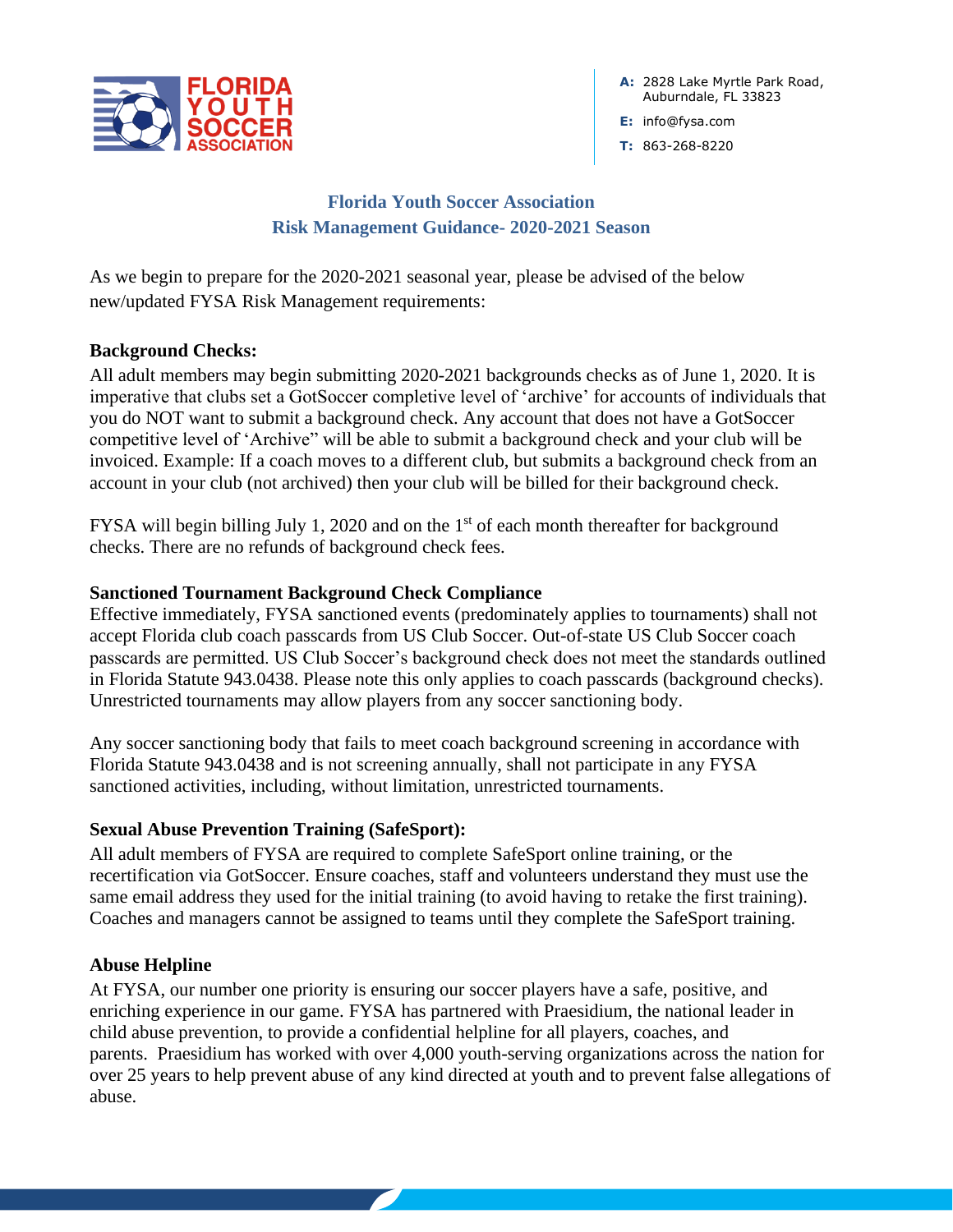A: 2828 Lake Myrtle Park Road, Auburndale, FL 33823

E: info@fysa.com

T: 863-268-8220

# Florida Youth Soccer Association
## Risk Management Guidance- 2020-2021 Season

As we begin to prepare for the 2020-2021 seasonal year, please be advised of the below new/updated FYSA Risk Management requirements:

**Background Checks:**

All adult members may begin submitting 2020-2021 backgrounds checks as of June 1, 2020. It is imperative that clubs set a GotSoccer completive level of 'archive' for accounts of individuals that you do NOT want to submit a background check. Any account that does not have a GotSoccer competitive level of 'Archive" will be able to submit a background check and your club will be invoiced. Example: If a coach moves to a different club, but submits a background check from an account in your club (not archived) then your club will be billed for their background check.

FYSA will begin billing July 1, 2020 and on the 1st of each month thereafter for background checks. There are no refunds of background check fees.

**Sanctioned Tournament Background Check Compliance**

Effective immediately, FYSA sanctioned events (predominately applies to tournaments) shall not accept Florida club coach passcards from US Club Soccer. Out-of-state US Club Soccer coach passcards are permitted. US Club Soccer's background check does not meet the standards outlined in Florida Statute 943.0438. Please note this only applies to coach passcards (background checks). Unrestricted tournaments may allow players from any soccer sanctioning body.

Any soccer sanctioning body that fails to meet coach background screening in accordance with Florida Statute 943.0438 and is not screening annually, shall not participate in any FYSA sanctioned activities, including, without limitation, unrestricted tournaments.

**Sexual Abuse Prevention Training (SafeSport):**

All adult members of FYSA are required to complete SafeSport online training, or the recertification via GotSoccer. Ensure coaches, staff and volunteers understand they must use the same email address they used for the initial training (to avoid having to retake the first training). Coaches and managers cannot be assigned to teams until they complete the SafeSport training.

**Abuse Helpline**

At FYSA, our number one priority is ensuring our soccer players have a safe, positive, and enriching experience in our game. FYSA has partnered with Praesidium, the national leader in child abuse prevention, to provide a confidential helpline for all players, coaches, and parents. Praesidium has worked with over 4,000 youth-serving organizations across the nation for over 25 years to help prevent abuse of any kind directed at youth and to prevent false allegations of abuse.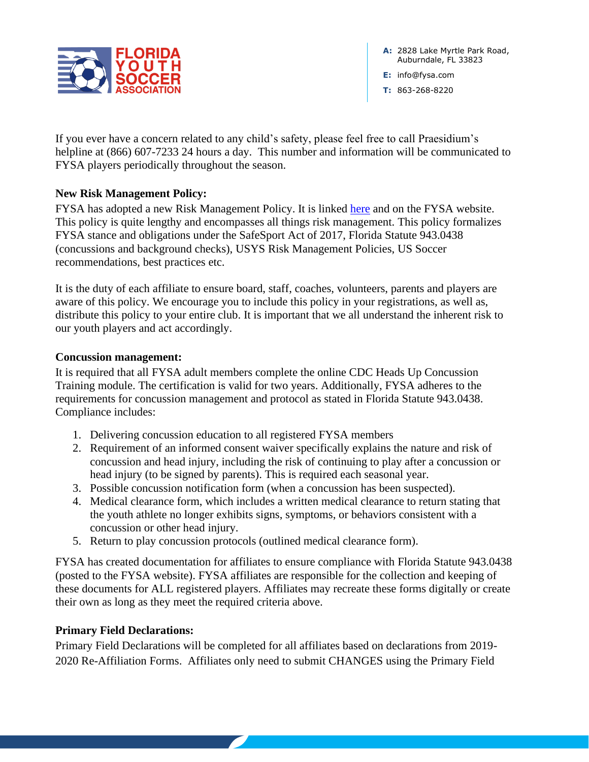If you ever have a concern related to any child's safety, please feel free to call Praesidium's helpline at (866) 607-7233 24 hours a day. This number and information will be communicated to FYSA players periodically throughout the season.

**New Risk Management Policy:**

FYSA has adopted a new Risk Management Policy. It is linked here and on the FYSA website. This policy is quite lengthy and encompasses all things risk management. This policy formalizes FYSA stance and obligations under the SafeSport Act of 2017, Florida Statute 943.0438 (concussions and background checks), USYS Risk Management Policies, US Soccer recommendations, best practices etc.

It is the duty of each affiliate to ensure board, staff, coaches, volunteers, parents and players are aware of this policy. We encourage you to include this policy in your registrations, as well as, distribute this policy to your entire club. It is important that we all understand the inherent risk to our youth players and act accordingly.

**Concussion management:**

It is required that all FYSA adult members complete the online CDC Heads Up Concussion Training module. The certification is valid for two years. Additionally, FYSA adheres to the requirements for concussion management and protocol as stated in Florida Statute 943.0438. Compliance includes:

1. Delivering concussion education to all registered FYSA members
2. Requirement of an informed consent waiver specifically explains the nature and risk of concussion and head injury, including the risk of continuing to play after a concussion or head injury (to be signed by parents). This is required each seasonal year.
3. Possible concussion notification form (when a concussion has been suspected).
4. Medical clearance form, which includes a written medical clearance to return stating that the youth athlete no longer exhibits signs, symptoms, or behaviors consistent with a concussion or other head injury.
5. Return to play concussion protocols (outlined medical clearance form).

FYSA has created documentation for affiliates to ensure compliance with Florida Statute 943.0438 (posted to the FYSA website). FYSA affiliates are responsible for the collection and keeping of these documents for ALL registered players. Affiliates may recreate these forms digitally or create their own as long as they meet the required criteria above.

**Primary Field Declarations:**

Primary Field Declarations will be completed for all affiliates based on declarations from 2019-2020 Re-Affiliation Forms. Affiliates only need to submit CHANGES using the Primary Field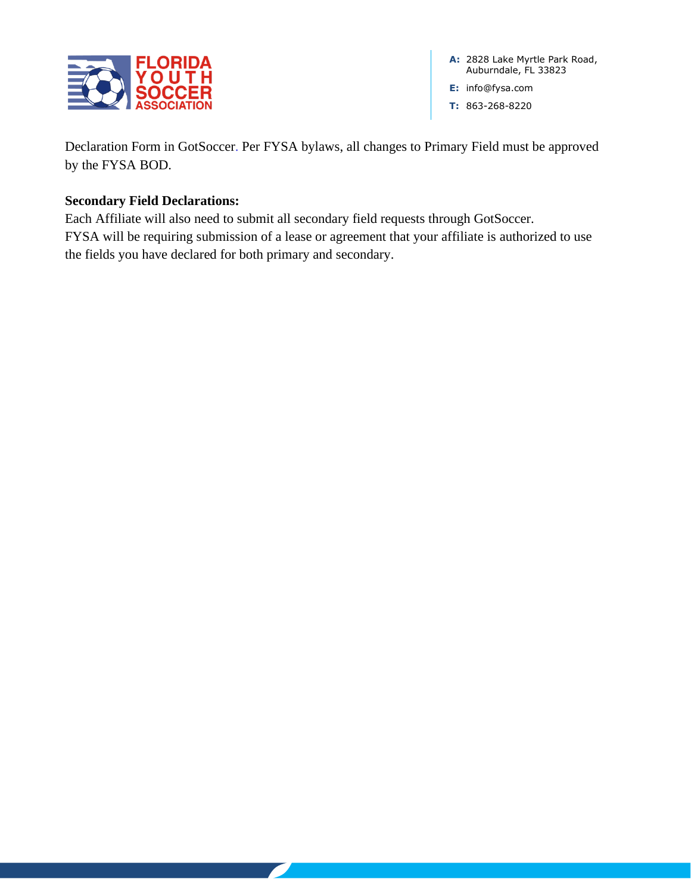Declaration Form in GotSoccer. Per FYSA bylaws, all changes to Primary Field must be approved by the FYSA BOD.

**Secondary Field Declarations:**

Each Affiliate will also need to submit all secondary field requests through GotSoccer. FYSA will be requiring submission of a lease or agreement that your affiliate is authorized to use the fields you have declared for both primary and secondary.